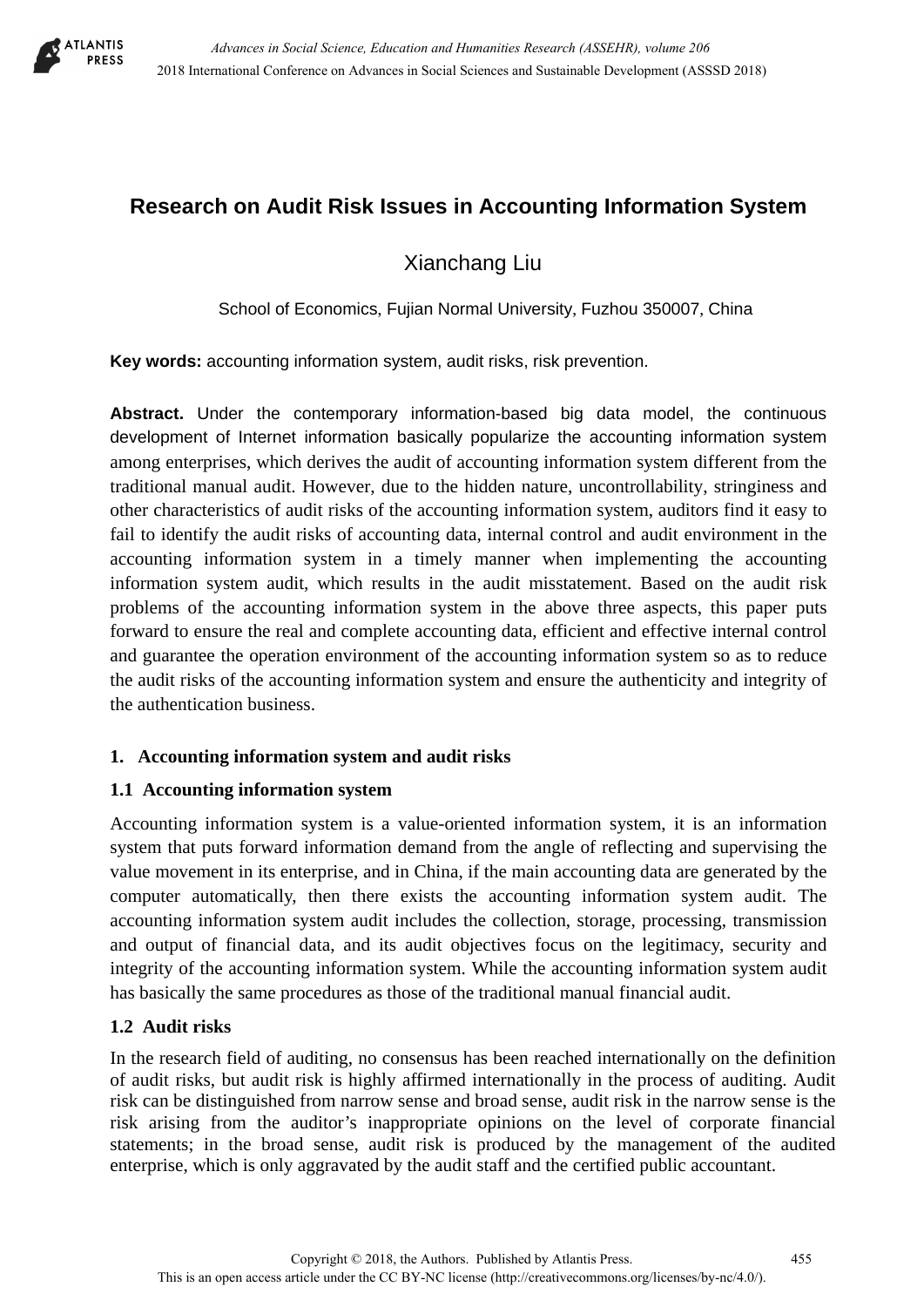# Research on Audit Risk Issues in Accounting Information System

Xianchang Liu

School of Economics, Fujian Normal University, Fuzhou 350007, China

**Key words:** accounting information system, audit risks, risk prevention.

**Abstract.** Under the contemporary information-based big data model, the continuous development of Internet information basically popularize the accounting information system among enterprises, which derives the audit of accounting information system different from the traditional manual audit. However, due to the hidden nature, uncontrollability, stringiness and other characteristics of audit risks of the accounting information system, auditors find it easy to fail to identify the audit risks of accounting data, internal control and audit environment in the accounting information system in a timely manner when implementing the accounting information system audit, which results in the audit misstatement. Based on the audit risk problems of the accounting information system in the above three aspects, this paper puts forward to ensure the real and complete accounting data, efficient and effective internal control and guarantee the operation environment of the accounting information system so as to reduce the audit risks of the accounting information system and ensure the authenticity and integrity of the authentication business.

## 1. Accounting information system and audit risks

### 1.1 Accounting information system

Accounting information system is a value-oriented information system, it is an information system that puts forward information demand from the angle of reflecting and supervising the value movement in its enterprise, and in China, if the main accounting data are generated by the computer automatically, then there exists the accounting information system audit. The accounting information system audit includes the collection, storage, processing, transmission and output of financial data, and its audit objectives focus on the legitimacy, security and integrity of the accounting information system. While the accounting information system audit has basically the same procedures as those of the traditional manual financial audit.

### 1.2 Audit risks

In the research field of auditing, no consensus has been reached internationally on the definition of audit risks, but audit risk is highly affirmed internationally in the process of auditing. Audit risk can be distinguished from narrow sense and broad sense, audit risk in the narrow sense is the risk arising from the auditor's inappropriate opinions on the level of corporate financial statements; in the broad sense, audit risk is produced by the management of the audited enterprise, which is only aggravated by the audit staff and the certified public accountant.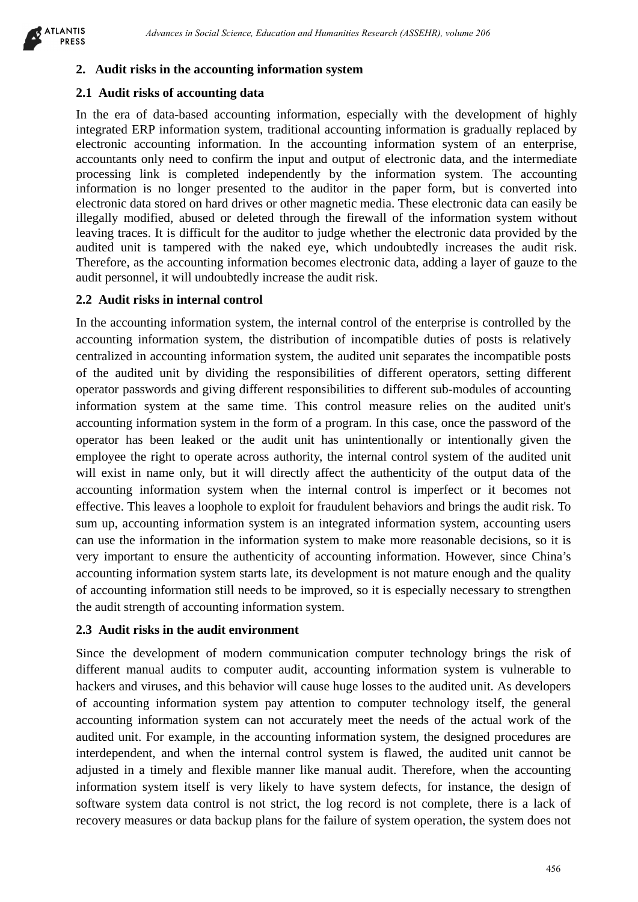## 2. Audit risks in the accounting information system

### 2.1 Audit risks of accounting data

In the era of data-based accounting information, especially with the development of highly integrated ERP information system, traditional accounting information is gradually replaced by electronic accounting information. In the accounting information system of an enterprise, accountants only need to confirm the input and output of electronic data, and the intermediate processing link is completed independently by the information system. The accounting information is no longer presented to the auditor in the paper form, but is converted into electronic data stored on hard drives or other magnetic media. These electronic data can easily be illegally modified, abused or deleted through the firewall of the information system without leaving traces. It is difficult for the auditor to judge whether the electronic data provided by the audited unit is tampered with the naked eye, which undoubtedly increases the audit risk. Therefore, as the accounting information becomes electronic data, adding a layer of gauze to the audit personnel, it will undoubtedly increase the audit risk.

### 2.2 Audit risks in internal control

In the accounting information system, the internal control of the enterprise is controlled by the accounting information system, the distribution of incompatible duties of posts is relatively centralized in accounting information system, the audited unit separates the incompatible posts of the audited unit by dividing the responsibilities of different operators, setting different operator passwords and giving different responsibilities to different sub-modules of accounting information system at the same time. This control measure relies on the audited unit's accounting information system in the form of a program. In this case, once the password of the operator has been leaked or the audit unit has unintentionally or intentionally given the employee the right to operate across authority, the internal control system of the audited unit will exist in name only, but it will directly affect the authenticity of the output data of the accounting information system when the internal control is imperfect or it becomes not effective. This leaves a loophole to exploit for fraudulent behaviors and brings the audit risk. To sum up, accounting information system is an integrated information system, accounting users can use the information in the information system to make more reasonable decisions, so it is very important to ensure the authenticity of accounting information. However, since China's accounting information system starts late, its development is not mature enough and the quality of accounting information still needs to be improved, so it is especially necessary to strengthen the audit strength of accounting information system.

### 2.3 Audit risks in the audit environment

Since the development of modern communication computer technology brings the risk of different manual audits to computer audit, accounting information system is vulnerable to hackers and viruses, and this behavior will cause huge losses to the audited unit. As developers of accounting information system pay attention to computer technology itself, the general accounting information system can not accurately meet the needs of the actual work of the audited unit. For example, in the accounting information system, the designed procedures are interdependent, and when the internal control system is flawed, the audited unit cannot be adjusted in a timely and flexible manner like manual audit. Therefore, when the accounting information system itself is very likely to have system defects, for instance, the design of software system data control is not strict, the log record is not complete, there is a lack of recovery measures or data backup plans for the failure of system operation, the system does not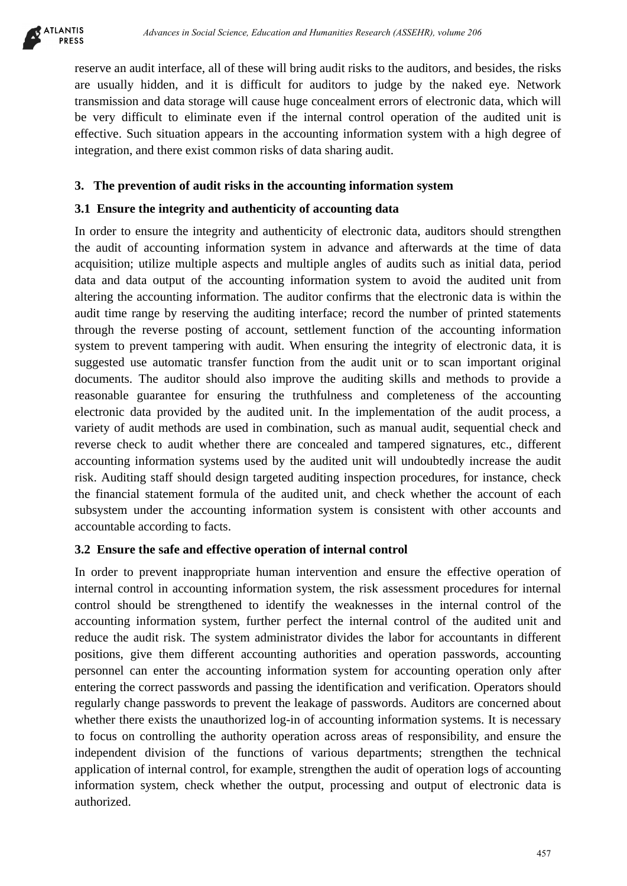reserve an audit interface, all of these will bring audit risks to the auditors, and besides, the risks are usually hidden, and it is difficult for auditors to judge by the naked eye. Network transmission and data storage will cause huge concealment errors of electronic data, which will be very difficult to eliminate even if the internal control operation of the audited unit is effective. Such situation appears in the accounting information system with a high degree of integration, and there exist common risks of data sharing audit.

## 3. The prevention of audit risks in the accounting information system

### 3.1 Ensure the integrity and authenticity of accounting data

In order to ensure the integrity and authenticity of electronic data, auditors should strengthen the audit of accounting information system in advance and afterwards at the time of data acquisition; utilize multiple aspects and multiple angles of audits such as initial data, period data and data output of the accounting information system to avoid the audited unit from altering the accounting information. The auditor confirms that the electronic data is within the audit time range by reserving the auditing interface; record the number of printed statements through the reverse posting of account, settlement function of the accounting information system to prevent tampering with audit. When ensuring the integrity of electronic data, it is suggested use automatic transfer function from the audit unit or to scan important original documents. The auditor should also improve the auditing skills and methods to provide a reasonable guarantee for ensuring the truthfulness and completeness of the accounting electronic data provided by the audited unit. In the implementation of the audit process, a variety of audit methods are used in combination, such as manual audit, sequential check and reverse check to audit whether there are concealed and tampered signatures, etc., different accounting information systems used by the audited unit will undoubtedly increase the audit risk. Auditing staff should design targeted auditing inspection procedures, for instance, check the financial statement formula of the audited unit, and check whether the account of each subsystem under the accounting information system is consistent with other accounts and accountable according to facts.

### 3.2 Ensure the safe and effective operation of internal control

In order to prevent inappropriate human intervention and ensure the effective operation of internal control in accounting information system, the risk assessment procedures for internal control should be strengthened to identify the weaknesses in the internal control of the accounting information system, further perfect the internal control of the audited unit and reduce the audit risk. The system administrator divides the labor for accountants in different positions, give them different accounting authorities and operation passwords, accounting personnel can enter the accounting information system for accounting operation only after entering the correct passwords and passing the identification and verification. Operators should regularly change passwords to prevent the leakage of passwords. Auditors are concerned about whether there exists the unauthorized log-in of accounting information systems. It is necessary to focus on controlling the authority operation across areas of responsibility, and ensure the independent division of the functions of various departments; strengthen the technical application of internal control, for example, strengthen the audit of operation logs of accounting information system, check whether the output, processing and output of electronic data is authorized.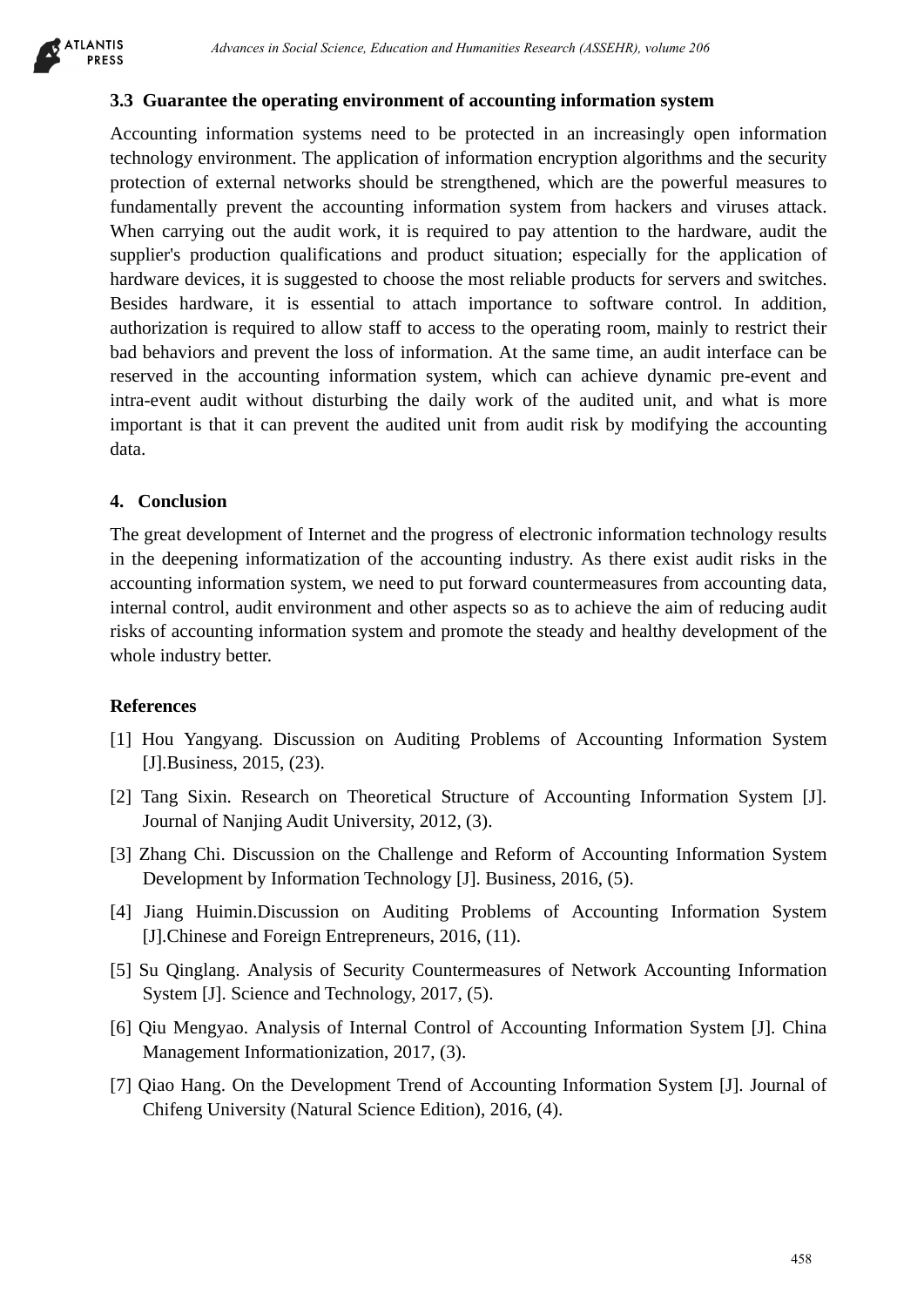### 3.3 Guarantee the operating environment of accounting information system

Accounting information systems need to be protected in an increasingly open information technology environment. The application of information encryption algorithms and the security protection of external networks should be strengthened, which are the powerful measures to fundamentally prevent the accounting information system from hackers and viruses attack. When carrying out the audit work, it is required to pay attention to the hardware, audit the supplier's production qualifications and product situation; especially for the application of hardware devices, it is suggested to choose the most reliable products for servers and switches. Besides hardware, it is essential to attach importance to software control. In addition, authorization is required to allow staff to access to the operating room, mainly to restrict their bad behaviors and prevent the loss of information. At the same time, an audit interface can be reserved in the accounting information system, which can achieve dynamic pre-event and intra-event audit without disturbing the daily work of the audited unit, and what is more important is that it can prevent the audited unit from audit risk by modifying the accounting data.

## 4. Conclusion

The great development of Internet and the progress of electronic information technology results in the deepening informatization of the accounting industry. As there exist audit risks in the accounting information system, we need to put forward countermeasures from accounting data, internal control, audit environment and other aspects so as to achieve the aim of reducing audit risks of accounting information system and promote the steady and healthy development of the whole industry better.

## References

[1] Hou Yangyang. Discussion on Auditing Problems of Accounting Information System [J].Business, 2015, (23).

[2] Tang Sixin. Research on Theoretical Structure of Accounting Information System [J]. Journal of Nanjing Audit University, 2012, (3).

[3] Zhang Chi. Discussion on the Challenge and Reform of Accounting Information System Development by Information Technology [J]. Business, 2016, (5).

[4] Jiang Huimin.Discussion on Auditing Problems of Accounting Information System [J].Chinese and Foreign Entrepreneurs, 2016, (11).

[5] Su Qinglang. Analysis of Security Countermeasures of Network Accounting Information System [J]. Science and Technology, 2017, (5).

[6] Qiu Mengyao. Analysis of Internal Control of Accounting Information System [J]. China Management Informationization, 2017, (3).

[7] Qiao Hang. On the Development Trend of Accounting Information System [J]. Journal of Chifeng University (Natural Science Edition), 2016, (4).